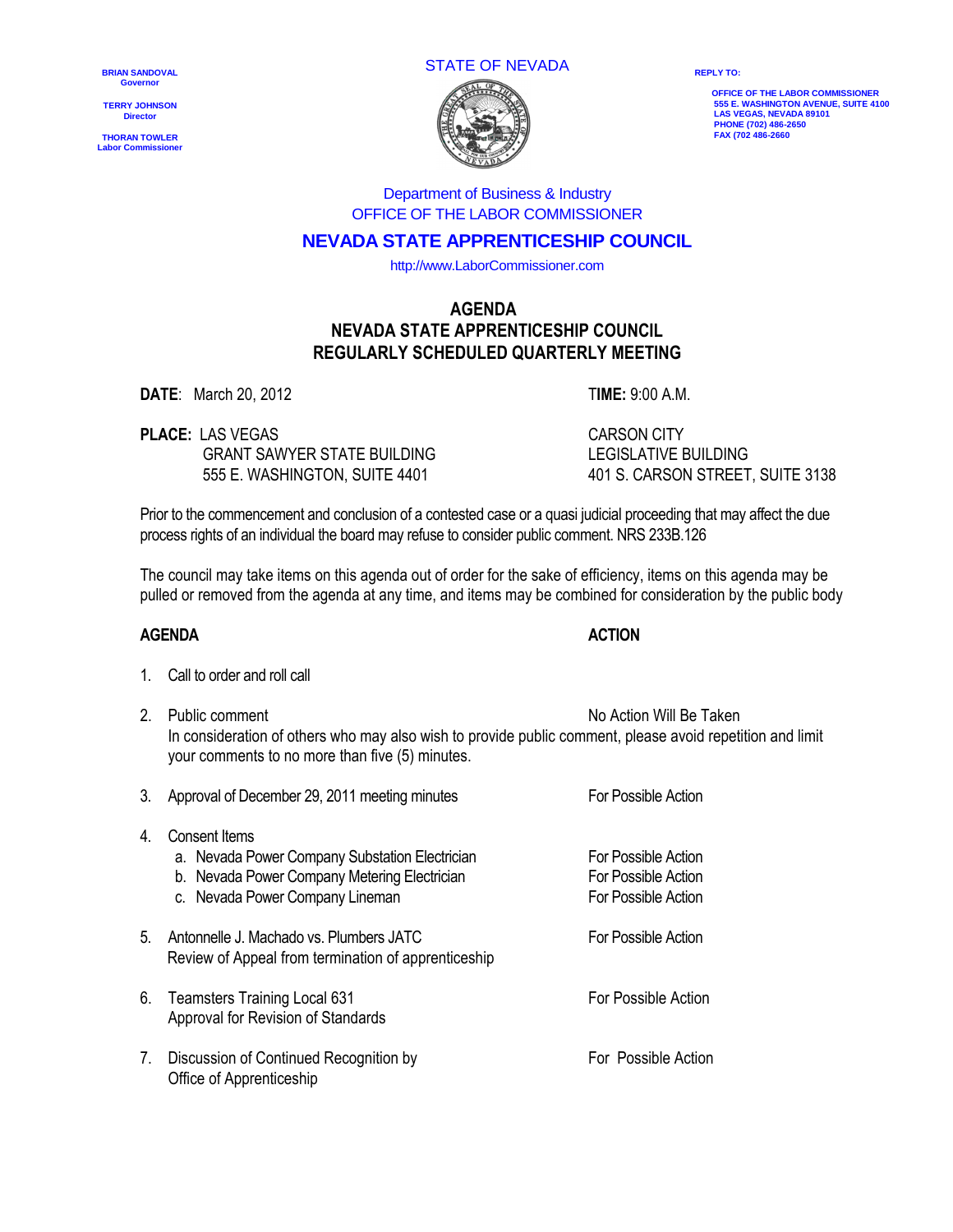BRIAN SANDOVAL
Governor

TERRY JOHNSON
Director

THORAN TOWLER
Labor Commissioner

STATE OF NEVADA

REPLY TO:

OFFICE OF THE LABOR COMMISSIONER
555 E. WASHINGTON AVENUE, SUITE 4100
LAS VEGAS, NEVADA 89101
PHONE (702) 486-2650
FAX (702 486-2660

Department of Business & Industry
OFFICE OF THE LABOR COMMISSIONER

## NEVADA STATE APPRENTICESHIP COUNCIL

http://www.LaborCommissioner.com

# AGENDA
# NEVADA STATE APPRENTICESHIP COUNCIL
# REGULARLY SCHEDULED QUARTERLY MEETING

**DATE**: March 20, 2012

**TIME:** 9:00 A.M.

**PLACE:** LAS VEGAS
GRANT SAWYER STATE BUILDING
555 E. WASHINGTON, SUITE 4401

CARSON CITY
LEGISLATIVE BUILDING
401 S. CARSON STREET, SUITE 3138

Prior to the commencement and conclusion of a contested case or a quasi judicial proceeding that may affect the due process rights of an individual the board may refuse to consider public comment. NRS 233B.126

The council may take items on this agenda out of order for the sake of efficiency, items on this agenda may be pulled or removed from the agenda at any time, and items may be combined for consideration by the public body

| **AGENDA** | **ACTION** |
|---|---|
| 1. Call to order and roll call | |
| 2. Public comment<br>In consideration of others who may also wish to provide public comment, please avoid repetition and limit your comments to no more than five (5) minutes. | No Action Will Be Taken |
| 3. Approval of December 29, 2011 meeting minutes | For Possible Action |
| 4. Consent Items | |
| a. Nevada Power Company Substation Electrician | For Possible Action |
| b. Nevada Power Company Metering Electrician | For Possible Action |
| c. Nevada Power Company Lineman | For Possible Action |
| 5. Antonnelle J. Machado vs. Plumbers JATC<br>Review of Appeal from termination of apprenticeship | For Possible Action |
| 6. Teamsters Training Local 631<br>Approval for Revision of Standards | For Possible Action |
| 7. Discussion of Continued Recognition by Office of Apprenticeship | For Possible Action |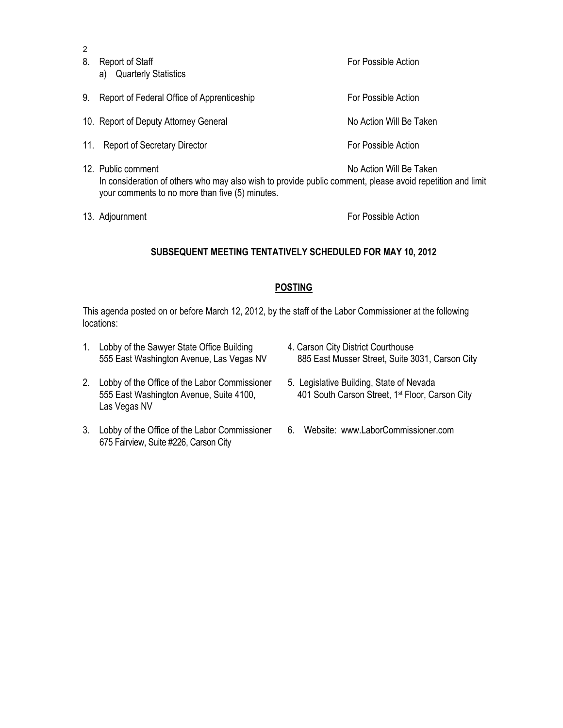8. Report of Staff — For Possible Action
   a) Quarterly Statistics

9. Report of Federal Office of Apprenticeship — For Possible Action

10. Report of Deputy Attorney General — No Action Will Be Taken

11. Report of Secretary Director — For Possible Action

12. Public comment — No Action Will Be Taken
    In consideration of others who may also wish to provide public comment, please avoid repetition and limit your comments to no more than five (5) minutes.

13. Adjournment — For Possible Action

**SUBSEQUENT MEETING TENTATIVELY SCHEDULED FOR MAY 10, 2012**

**POSTING**

This agenda posted on or before March 12, 2012, by the staff of the Labor Commissioner at the following locations:

1. Lobby of the Sawyer State Office Building
   555 East Washington Avenue, Las Vegas NV
2. Lobby of the Office of the Labor Commissioner
   555 East Washington Avenue, Suite 4100, Las Vegas NV
3. Lobby of the Office of the Labor Commissioner
   675 Fairview, Suite #226, Carson City
4. Carson City District Courthouse
   885 East Musser Street, Suite 3031, Carson City
5. Legislative Building, State of Nevada
   401 South Carson Street, 1st Floor, Carson City
6. Website: www.LaborCommissioner.com